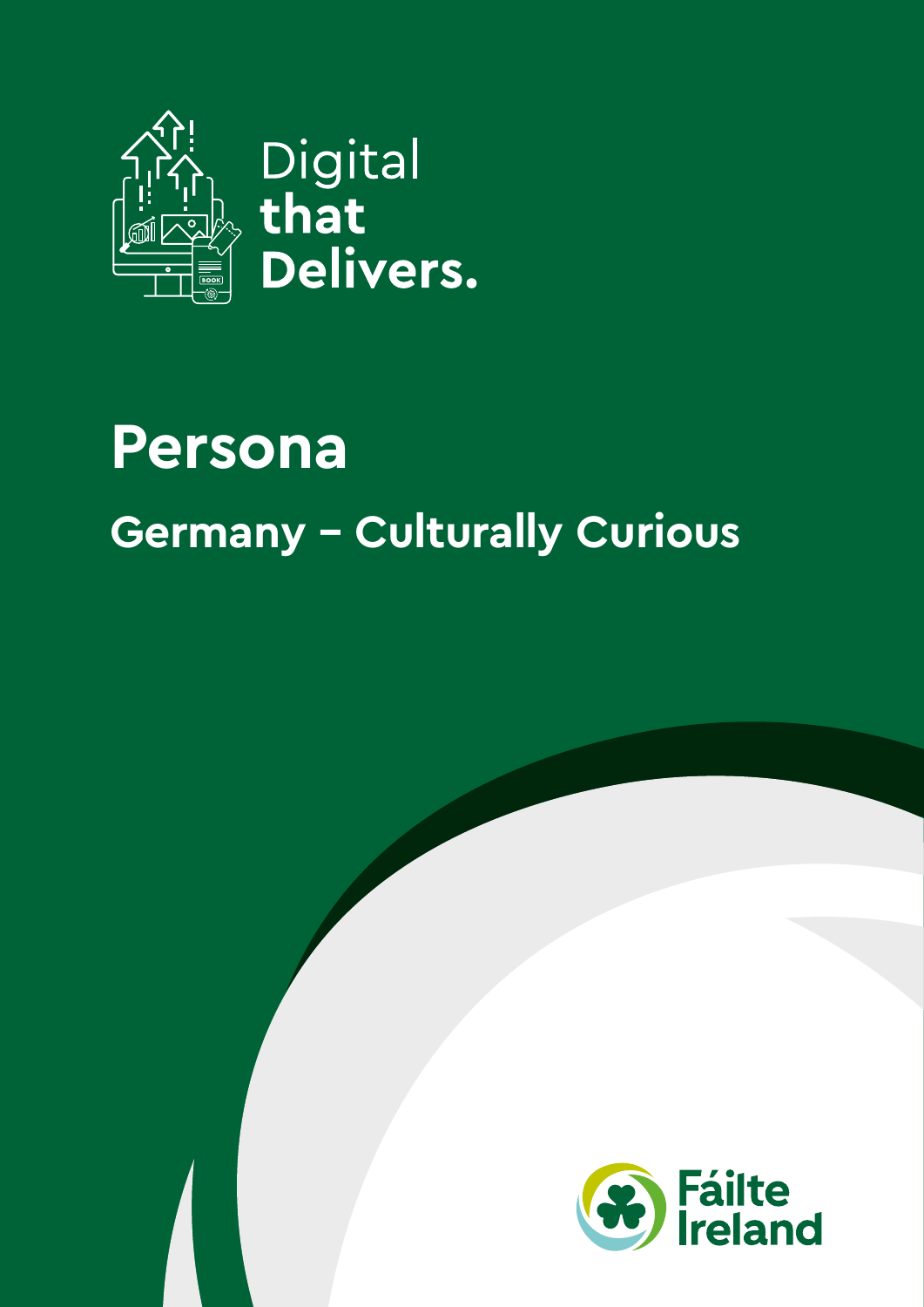Digital **that Delivers.**

# Persona

## Germany – Culturally Curious

Fáilte Ireland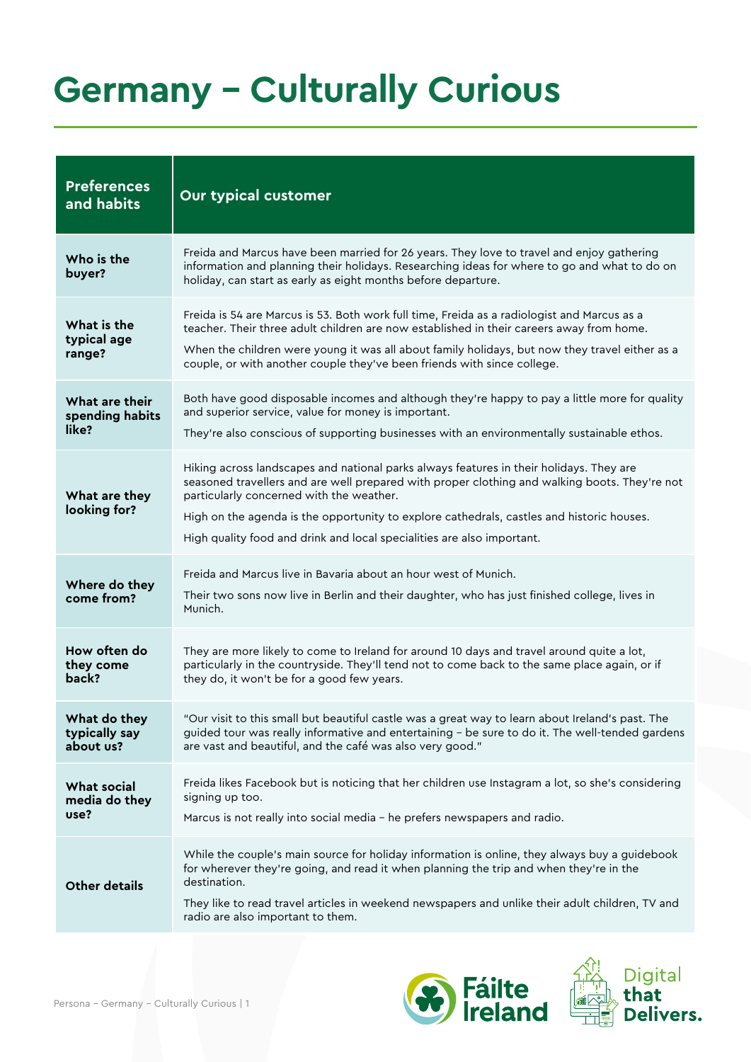# Germany – Culturally Curious

| Preferences and habits | Our typical customer |
|---|---|
| **Who is the buyer?** | Freida and Marcus have been married for 26 years. They love to travel and enjoy gathering information and planning their holidays. Researching ideas for where to go and what to do on holiday, can start as early as eight months before departure. |
| **What is the typical age range?** | Freida is 54 are Marcus is 53. Both work full time, Freida as a radiologist and Marcus as a teacher. Their three adult children are now established in their careers away from home.<br><br>When the children were young it was all about family holidays, but now they travel either as a couple, or with another couple they've been friends with since college. |
| **What are their spending habits like?** | Both have good disposable incomes and although they're happy to pay a little more for quality and superior service, value for money is important.<br><br>They're also conscious of supporting businesses with an environmentally sustainable ethos. |
| **What are they looking for?** | Hiking across landscapes and national parks always features in their holidays. They are seasoned travellers and are well prepared with proper clothing and walking boots. They're not particularly concerned with the weather.<br><br>High on the agenda is the opportunity to explore cathedrals, castles and historic houses.<br><br>High quality food and drink and local specialities are also important. |
| **Where do they come from?** | Freida and Marcus live in Bavaria about an hour west of Munich.<br><br>Their two sons now live in Berlin and their daughter, who has just finished college, lives in Munich. |
| **How often do they come back?** | They are more likely to come to Ireland for around 10 days and travel around quite a lot, particularly in the countryside. They'll tend not to come back to the same place again, or if they do, it won't be for a good few years. |
| **What do they typically say about us?** | "Our visit to this small but beautiful castle was a great way to learn about Ireland's past. The guided tour was really informative and entertaining – be sure to do it. The well-tended gardens are vast and beautiful, and the café was also very good." |
| **What social media do they use?** | Freida likes Facebook but is noticing that her children use Instagram a lot, so she's considering signing up too.<br><br>Marcus is not really into social media – he prefers newspapers and radio. |
| **Other details** | While the couple's main source for holiday information is online, they always buy a guidebook for wherever they're going, and read it when planning the trip and when they're in the destination.<br><br>They like to read travel articles in weekend newspapers and unlike their adult children, TV and radio are also important to them. |